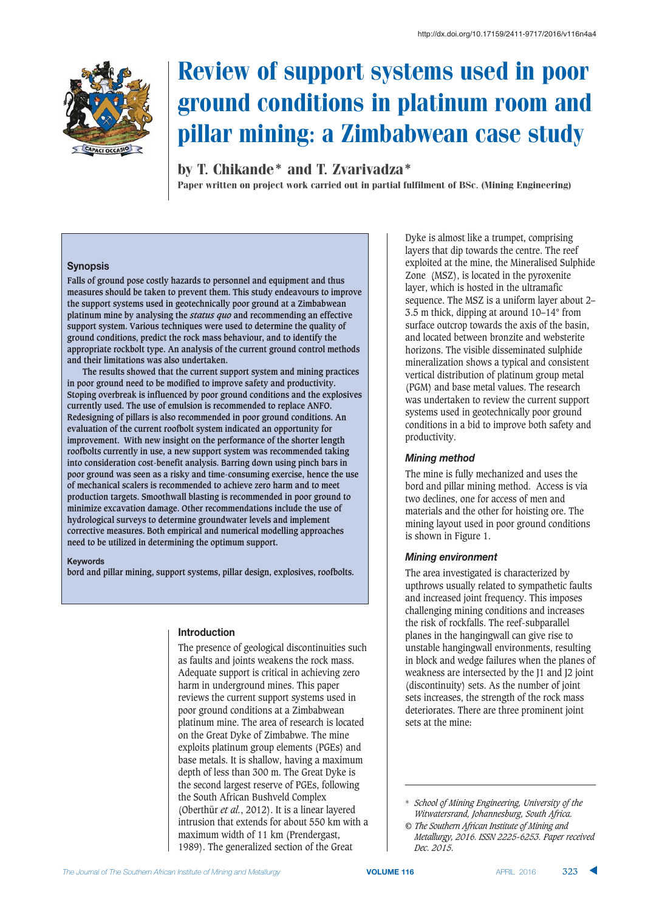# Review of support systems used in poor ground conditions in platinum room and pillar mining: a Zimbabwean case study

by T. Chikande* and T. Zvarivadza*

**Paper written on project work carried out in partial fulfilment of BSc. (Mining Engineering)**

## Synopsis

Falls of ground pose costly hazards to personnel and equipment and thus measures should be taken to prevent them. This study endeavours to improve the support systems used in geotechnically poor ground at a Zimbabwean platinum mine by analysing the *status quo* and recommending an effective support system. Various techniques were used to determine the quality of ground conditions, predict the rock mass behaviour, and to identify the appropriate rockbolt type. An analysis of the current ground control methods and their limitations was also undertaken.

The results showed that the current support system and mining practices in poor ground need to be modified to improve safety and productivity. Stoping overbreak is influenced by poor ground conditions and the explosives currently used. The use of emulsion is recommended to replace ANFO. Redesigning of pillars is also recommended in poor ground conditions. An evaluation of the current roofbolt system indicated an opportunity for improvement. With new insight on the performance of the shorter length roofbolts currently in use, a new support system was recommended taking into consideration cost-benefit analysis. Barring down using pinch bars in poor ground was seen as a risky and time-consuming exercise, hence the use of mechanical scalers is recommended to achieve zero harm and to meet production targets. Smoothwall blasting is recommended in poor ground to minimize excavation damage. Other recommendations include the use of hydrological surveys to determine groundwater levels and implement corrective measures. Both empirical and numerical modelling approaches need to be utilized in determining the optimum support.

**Keywords**

bord and pillar mining, support systems, pillar design, explosives, roofbolts.

## Introduction

The presence of geological discontinuities such as faults and joints weakens the rock mass. Adequate support is critical in achieving zero harm in underground mines. This paper reviews the current support systems used in poor ground conditions at a Zimbabwean platinum mine. The area of research is located on the Great Dyke of Zimbabwe. The mine exploits platinum group elements (PGEs) and base metals. It is shallow, having a maximum depth of less than 300 m. The Great Dyke is the second largest reserve of PGEs, following the South African Bushveld Complex (Oberthür *et al.*, 2012). It is a linear layered intrusion that extends for about 550 km with a maximum width of 11 km (Prendergast, 1989). The generalized section of the Great Dyke is almost like a trumpet, comprising layers that dip towards the centre. The reef exploited at the mine, the Mineralised Sulphide Zone (MSZ), is located in the pyroxenite layer, which is hosted in the ultramafic sequence. The MSZ is a uniform layer about 2–3.5 m thick, dipping at around 10–14° from surface outcrop towards the axis of the basin, and located between bronzite and websterite horizons. The visible disseminated sulphide mineralization shows a typical and consistent vertical distribution of platinum group metal (PGM) and base metal values. The research was undertaken to review the current support systems used in geotechnically poor ground conditions in a bid to improve both safety and productivity.

### Mining method

The mine is fully mechanized and uses the bord and pillar mining method. Access is via two declines, one for access of men and materials and the other for hoisting ore. The mining layout used in poor ground conditions is shown in Figure 1.

### Mining environment

The area investigated is characterized by upthrows usually related to sympathetic faults and increased joint frequency. This imposes challenging mining conditions and increases the risk of rockfalls. The reef-subparallel planes in the hangingwall can give rise to unstable hangingwall environments, resulting in block and wedge failures when the planes of weakness are intersected by the J1 and J2 joint (discontinuity) sets. As the number of joint sets increases, the strength of the rock mass deteriorates. There are three prominent joint sets at the mine:

---

\* *School of Mining Engineering, University of the Witwatersrand, Johannesburg, South Africa.*

© *The Southern African Institute of Mining and Metallurgy, 2016. ISSN 2225-6253. Paper received Dec. 2015.*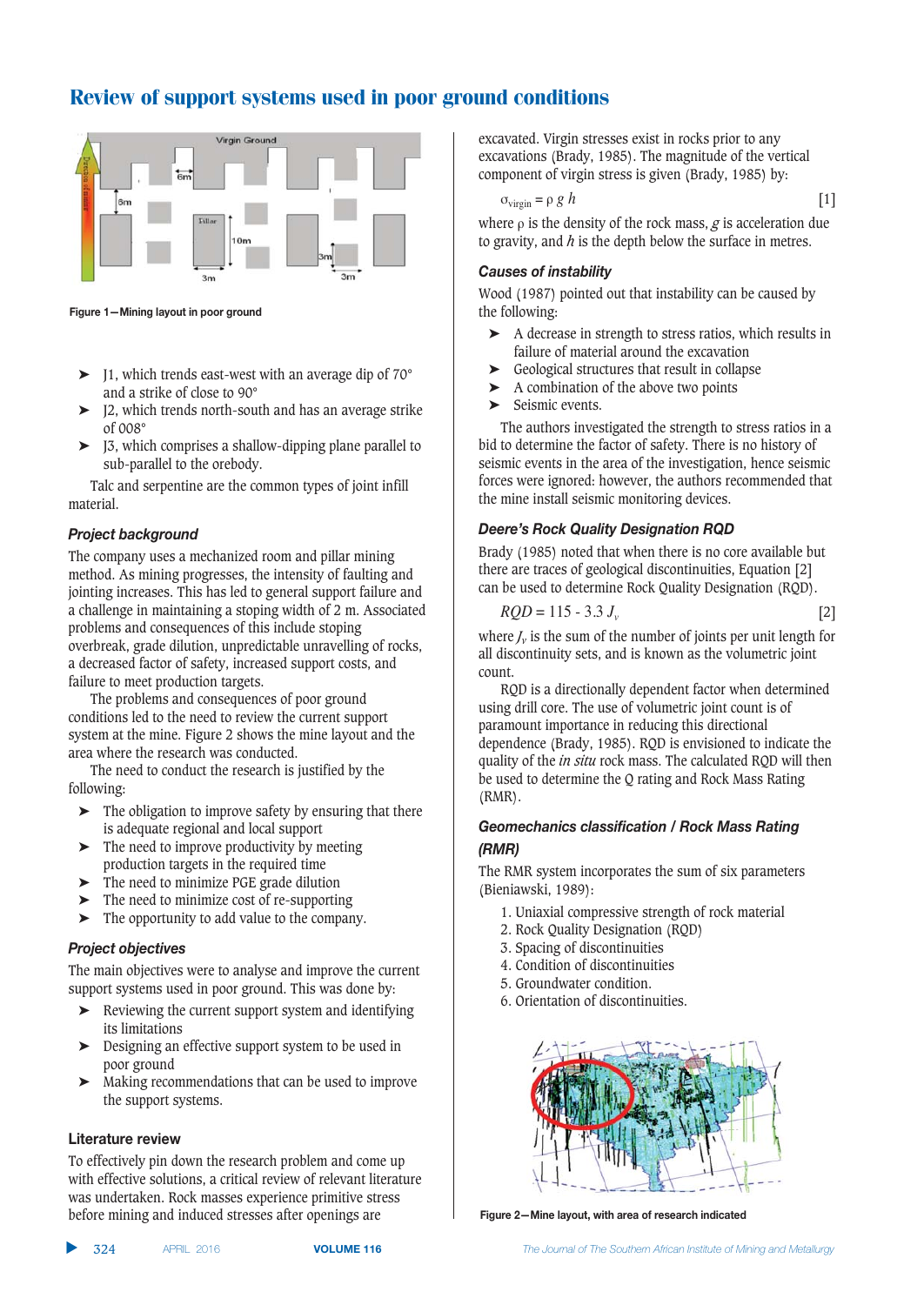Figure 1—Mining layout in poor ground

- J1, which trends east-west with an average dip of 70° and a strike of close to 90°
- J2, which trends north-south and has an average strike of 008°
- J3, which comprises a shallow-dipping plane parallel to sub-parallel to the orebody.

Talc and serpentine are the common types of joint infill material.

### *Project background*

The company uses a mechanized room and pillar mining method. As mining progresses, the intensity of faulting and jointing increases. This has led to general support failure and a challenge in maintaining a stoping width of 2 m. Associated problems and consequences of this include stoping overbreak, grade dilution, unpredictable unravelling of rocks, a decreased factor of safety, increased support costs, and failure to meet production targets.

The problems and consequences of poor ground conditions led to the need to review the current support system at the mine. Figure 2 shows the mine layout and the area where the research was conducted.

The need to conduct the research is justified by the following:

- The obligation to improve safety by ensuring that there is adequate regional and local support
- The need to improve productivity by meeting production targets in the required time
- The need to minimize PGE grade dilution
- The need to minimize cost of re-supporting
- The opportunity to add value to the company.

### *Project objectives*

The main objectives were to analyse and improve the current support systems used in poor ground. This was done by:

- Reviewing the current support system and identifying its limitations
- Designing an effective support system to be used in poor ground
- Making recommendations that can be used to improve the support systems.

## Literature review

To effectively pin down the research problem and come up with effective solutions, a critical review of relevant literature was undertaken. Rock masses experience primitive stress before mining and induced stresses after openings are excavated. Virgin stresses exist in rocks prior to any excavations (Brady, 1985). The magnitude of the vertical component of virgin stress is given (Brady, 1985) by:

$$\sigma_{virgin} = \rho g h \qquad [1]$$

where $\rho$ is the density of the rock mass, $g$ is acceleration due to gravity, and $h$ is the depth below the surface in metres.

### *Causes of instability*

Wood (1987) pointed out that instability can be caused by the following:

- A decrease in strength to stress ratios, which results in failure of material around the excavation
- Geological structures that result in collapse
- A combination of the above two points
- Seismic events.

The authors investigated the strength to stress ratios in a bid to determine the factor of safety. There is no history of seismic events in the area of the investigation, hence seismic forces were ignored: however, the authors recommended that the mine install seismic monitoring devices.

### *Deere's Rock Quality Designation RQD*

Brady (1985) noted that when there is no core available but there are traces of geological discontinuities, Equation [2] can be used to determine Rock Quality Designation (RQD).

$$RQD = 115 - 3.3\,J_v \qquad [2]$$

where $J_v$ is the sum of the number of joints per unit length for all discontinuity sets, and is known as the volumetric joint count.

RQD is a directionally dependent factor when determined using drill core. The use of volumetric joint count is of paramount importance in reducing this directional dependence (Brady, 1985). RQD is envisioned to indicate the quality of the *in situ* rock mass. The calculated RQD will then be used to determine the Q rating and Rock Mass Rating (RMR).

### *Geomechanics classification / Rock Mass Rating (RMR)*

The RMR system incorporates the sum of six parameters (Bieniawski, 1989):

1. Uniaxial compressive strength of rock material
2. Rock Quality Designation (RQD)
3. Spacing of discontinuities
4. Condition of discontinuities
5. Groundwater condition.
6. Orientation of discontinuities.

Figure 2—Mine layout, with area of research indicated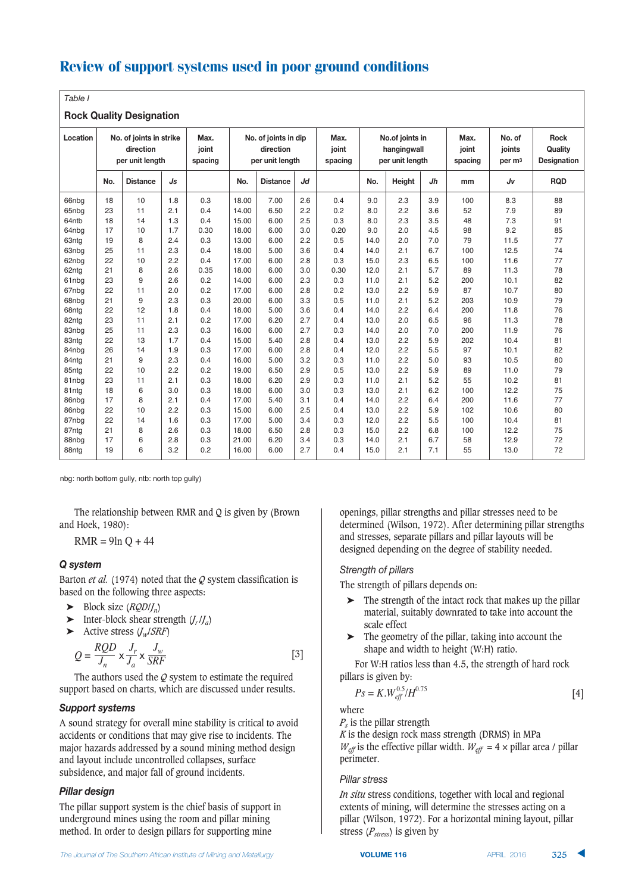Table I

**Rock Quality Designation**

| Location | No. of joints in strike direction per unit length | | | Max. joint spacing | No. of joints in dip direction per unit length | | | Max. joint spacing | No.of joints in hangingwall per unit length | | | Max. joint spacing | No. of joints per m³ | Rock Quality Designation |
|---|---|---|---|---|---|---|---|---|---|---|---|---|---|---|
| | No. | Distance | *Js* | | No. | Distance | *Jd* | | No. | Height | *Jh* | mm | *Jv* | RQD |
| 66nbg | 18 | 10 | 1.8 | 0.3 | 18.00 | 7.00 | 2.6 | 0.4 | 9.0 | 2.3 | 3.9 | 100 | 8.3 | 88 |
| 65nbg | 23 | 11 | 2.1 | 0.4 | 14.00 | 6.50 | 2.2 | 0.2 | 8.0 | 2.2 | 3.6 | 52 | 7.9 | 89 |
| 64ntb | 18 | 14 | 1.3 | 0.4 | 15.00 | 6.00 | 2.5 | 0.3 | 8.0 | 2.3 | 3.5 | 48 | 7.3 | 91 |
| 64nbg | 17 | 10 | 1.7 | 0.30 | 18.00 | 6.00 | 3.0 | 0.20 | 9.0 | 2.0 | 4.5 | 98 | 9.2 | 85 |
| 63ntg | 19 | 8 | 2.4 | 0.3 | 13.00 | 6.00 | 2.2 | 0.5 | 14.0 | 2.0 | 7.0 | 79 | 11.5 | 77 |
| 63nbg | 25 | 11 | 2.3 | 0.4 | 18.00 | 5.00 | 3.6 | 0.4 | 14.0 | 2.1 | 6.7 | 100 | 12.5 | 74 |
| 62nbg | 22 | 10 | 2.2 | 0.4 | 17.00 | 6.00 | 2.8 | 0.3 | 15.0 | 2.3 | 6.5 | 100 | 11.6 | 77 |
| 62ntg | 21 | 8 | 2.6 | 0.35 | 18.00 | 6.00 | 3.0 | 0.30 | 12.0 | 2.1 | 5.7 | 89 | 11.3 | 78 |
| 61nbg | 23 | 9 | 2.6 | 0.2 | 14.00 | 6.00 | 2.3 | 0.3 | 11.0 | 2.1 | 5.2 | 200 | 10.1 | 82 |
| 67nbg | 22 | 11 | 2.0 | 0.2 | 17.00 | 6.00 | 2.8 | 0.2 | 13.0 | 2.2 | 5.9 | 87 | 10.7 | 80 |
| 68nbg | 21 | 9 | 2.3 | 0.3 | 20.00 | 6.00 | 3.3 | 0.5 | 11.0 | 2.1 | 5.2 | 203 | 10.9 | 79 |
| 68ntg | 22 | 12 | 1.8 | 0.4 | 18.00 | 5.00 | 3.6 | 0.4 | 14.0 | 2.2 | 6.4 | 200 | 11.8 | 76 |
| 82ntg | 23 | 11 | 2.1 | 0.2 | 17.00 | 6.20 | 2.7 | 0.4 | 13.0 | 2.0 | 6.5 | 96 | 11.3 | 78 |
| 83nbg | 25 | 11 | 2.3 | 0.3 | 16.00 | 6.00 | 2.7 | 0.3 | 14.0 | 2.0 | 7.0 | 200 | 11.9 | 76 |
| 83ntg | 22 | 13 | 1.7 | 0.4 | 15.00 | 5.40 | 2.8 | 0.4 | 13.0 | 2.2 | 5.9 | 202 | 10.4 | 81 |
| 84nbg | 26 | 14 | 1.9 | 0.3 | 17.00 | 6.00 | 2.8 | 0.4 | 12.0 | 2.2 | 5.5 | 97 | 10.1 | 82 |
| 84ntg | 21 | 9 | 2.3 | 0.4 | 16.00 | 5.00 | 3.2 | 0.3 | 11.0 | 2.2 | 5.0 | 93 | 10.5 | 80 |
| 85ntg | 22 | 10 | 2.2 | 0.2 | 19.00 | 6.50 | 2.9 | 0.5 | 13.0 | 2.2 | 5.9 | 89 | 11.0 | 79 |
| 81nbg | 23 | 11 | 2.1 | 0.3 | 18.00 | 6.20 | 2.9 | 0.3 | 11.0 | 2.1 | 5.2 | 55 | 10.2 | 81 |
| 81ntg | 18 | 6 | 3.0 | 0.3 | 18.00 | 6.00 | 3.0 | 0.3 | 13.0 | 2.1 | 6.2 | 100 | 12.2 | 75 |
| 86nbg | 17 | 8 | 2.1 | 0.4 | 17.00 | 5.40 | 3.1 | 0.4 | 14.0 | 2.2 | 6.4 | 200 | 11.6 | 77 |
| 86nbg | 22 | 10 | 2.2 | 0.3 | 15.00 | 6.00 | 2.5 | 0.4 | 13.0 | 2.2 | 5.9 | 102 | 10.6 | 80 |
| 87nbg | 22 | 14 | 1.6 | 0.3 | 17.00 | 5.00 | 3.4 | 0.3 | 12.0 | 2.2 | 5.5 | 100 | 10.4 | 81 |
| 87ntg | 21 | 8 | 2.6 | 0.3 | 18.00 | 6.50 | 2.8 | 0.3 | 15.0 | 2.2 | 6.8 | 100 | 12.2 | 75 |
| 88nbg | 17 | 6 | 2.8 | 0.3 | 21.00 | 6.20 | 3.4 | 0.3 | 14.0 | 2.1 | 6.7 | 58 | 12.9 | 72 |
| 88ntg | 19 | 6 | 3.2 | 0.2 | 16.00 | 6.00 | 2.7 | 0.4 | 15.0 | 2.1 | 7.1 | 55 | 13.0 | 72 |

nbg: north bottom gully, ntb: north top gully)

The relationship between RMR and Q is given by (Brown and Hoek, 1980):

RMR = 9ln Q + 44

### Q system

Barton *et al.* (1974) noted that the *Q* system classification is based on the following three aspects:

- Block size ($RQD/J_n$)
- Inter-block shear strength ($J_r/J_a$)
- Active stress ($J_w/SRF$)

$$Q = \frac{RQD}{J_n} \times \frac{J_r}{J_a} \times \frac{J_w}{SRF} \qquad [3]$$

The authors used the *Q* system to estimate the required support based on charts, which are discussed under results.

### Support systems

A sound strategy for overall mine stability is critical to avoid accidents or conditions that may give rise to incidents. The major hazards addressed by a sound mining method design and layout include uncontrolled collapses, surface subsidence, and major fall of ground incidents.

### Pillar design

The pillar support system is the chief basis of support in underground mines using the room and pillar mining method. In order to design pillars for supporting mine openings, pillar strengths and pillar stresses need to be determined (Wilson, 1972). After determining pillar strengths and stresses, separate pillars and pillar layouts will be designed depending on the degree of stability needed.

#### Strength of pillars

The strength of pillars depends on:

- The strength of the intact rock that makes up the pillar material, suitably downrated to take into account the scale effect
- The geometry of the pillar, taking into account the shape and width to height (W:H) ratio.

For W:H ratios less than 4.5, the strength of hard rock pillars is given by:

$$Ps = K.W_{eff}^{0.5}/H^{0.75} \qquad [4]$$

where

$P_s$ is the pillar strength

$K$ is the design rock mass strength (DRMS) in MPa

$W_{eff}$ is the effective pillar width. $W_{eff}$ = 4 × pillar area / pillar perimeter.

#### Pillar stress

*In situ* stress conditions, together with local and regional extents of mining, will determine the stresses acting on a pillar (Wilson, 1972). For a horizontal mining layout, pillar stress ($P_{stress}$) is given by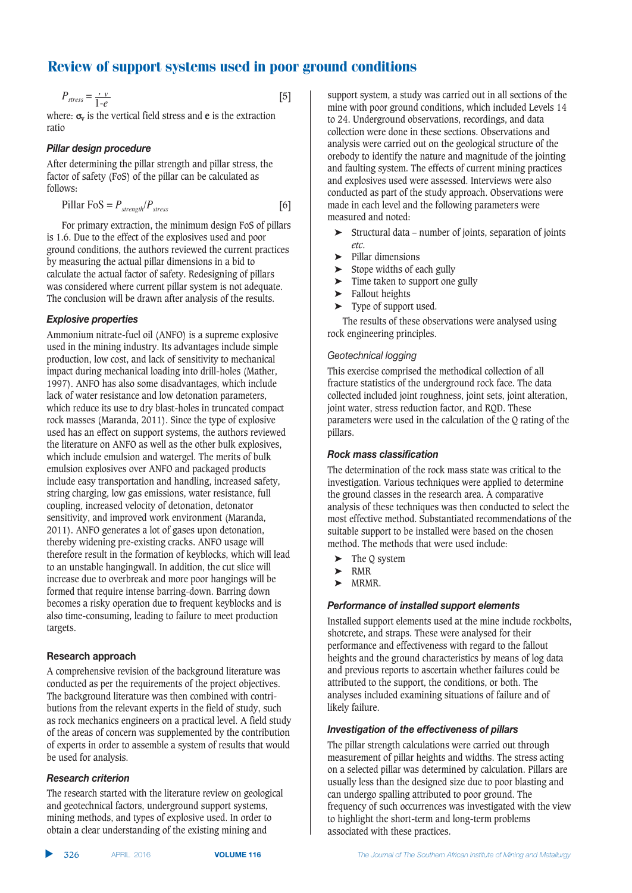$$P_{stress} = \frac{\sigma_v}{1\text{-}e} \quad [5]$$

where: $\sigma_v$ is the vertical field stress and **e** is the extraction ratio

### *Pillar design procedure*

After determining the pillar strength and pillar stress, the factor of safety (FoS) of the pillar can be calculated as follows:

$$\text{Pillar FoS} = P_{strength}/P_{stress} \quad [6]$$

For primary extraction, the minimum design FoS of pillars is 1.6. Due to the effect of the explosives used and poor ground conditions, the authors reviewed the current practices by measuring the actual pillar dimensions in a bid to calculate the actual factor of safety. Redesigning of pillars was considered where current pillar system is not adequate. The conclusion will be drawn after analysis of the results.

### *Explosive properties*

Ammonium nitrate-fuel oil (ANFO) is a supreme explosive used in the mining industry. Its advantages include simple production, low cost, and lack of sensitivity to mechanical impact during mechanical loading into drill-holes (Mather, 1997). ANFO has also some disadvantages, which include lack of water resistance and low detonation parameters, which reduce its use to dry blast-holes in truncated compact rock masses (Maranda, 2011). Since the type of explosive used has an effect on support systems, the authors reviewed the literature on ANFO as well as the other bulk explosives, which include emulsion and watergel. The merits of bulk emulsion explosives over ANFO and packaged products include easy transportation and handling, increased safety, string charging, low gas emissions, water resistance, full coupling, increased velocity of detonation, detonator sensitivity, and improved work environment (Maranda, 2011). ANFO generates a lot of gases upon detonation, thereby widening pre-existing cracks. ANFO usage will therefore result in the formation of keyblocks, which will lead to an unstable hangingwall. In addition, the cut slice will increase due to overbreak and more poor hangings will be formed that require intense barring-down. Barring down becomes a risky operation due to frequent keyblocks and is also time-consuming, leading to failure to meet production targets.

## Research approach

A comprehensive revision of the background literature was conducted as per the requirements of the project objectives. The background literature was then combined with contributions from the relevant experts in the field of study, such as rock mechanics engineers on a practical level. A field study of the areas of concern was supplemented by the contribution of experts in order to assemble a system of results that would be used for analysis.

### *Research criterion*

The research started with the literature review on geological and geotechnical factors, underground support systems, mining methods, and types of explosive used. In order to obtain a clear understanding of the existing mining and support system, a study was carried out in all sections of the mine with poor ground conditions, which included Levels 14 to 24. Underground observations, recordings, and data collection were done in these sections. Observations and analysis were carried out on the geological structure of the orebody to identify the nature and magnitude of the jointing and faulting system. The effects of current mining practices and explosives used were assessed. Interviews were also conducted as part of the study approach. Observations were made in each level and the following parameters were measured and noted:

- Structural data – number of joints, separation of joints *etc*.
- Pillar dimensions
- Stope widths of each gully
- Time taken to support one gully
- Fallout heights
- Type of support used.

The results of these observations were analysed using rock engineering principles.

### *Geotechnical logging*

This exercise comprised the methodical collection of all fracture statistics of the underground rock face. The data collected included joint roughness, joint sets, joint alteration, joint water, stress reduction factor, and RQD. These parameters were used in the calculation of the Q rating of the pillars.

### *Rock mass classification*

The determination of the rock mass state was critical to the investigation. Various techniques were applied to determine the ground classes in the research area. A comparative analysis of these techniques was then conducted to select the most effective method. Substantiated recommendations of the suitable support to be installed were based on the chosen method. The methods that were used include:

- The Q system
- RMR
- MRMR.

### *Performance of installed support elements*

Installed support elements used at the mine include rockbolts, shotcrete, and straps. These were analysed for their performance and effectiveness with regard to the fallout heights and the ground characteristics by means of log data and previous reports to ascertain whether failures could be attributed to the support, the conditions, or both. The analyses included examining situations of failure and of likely failure.

### *Investigation of the effectiveness of pillars*

The pillar strength calculations were carried out through measurement of pillar heights and widths. The stress acting on a selected pillar was determined by calculation. Pillars are usually less than the designed size due to poor blasting and can undergo spalling attributed to poor ground. The frequency of such occurrences was investigated with the view to highlight the short-term and long-term problems associated with these practices.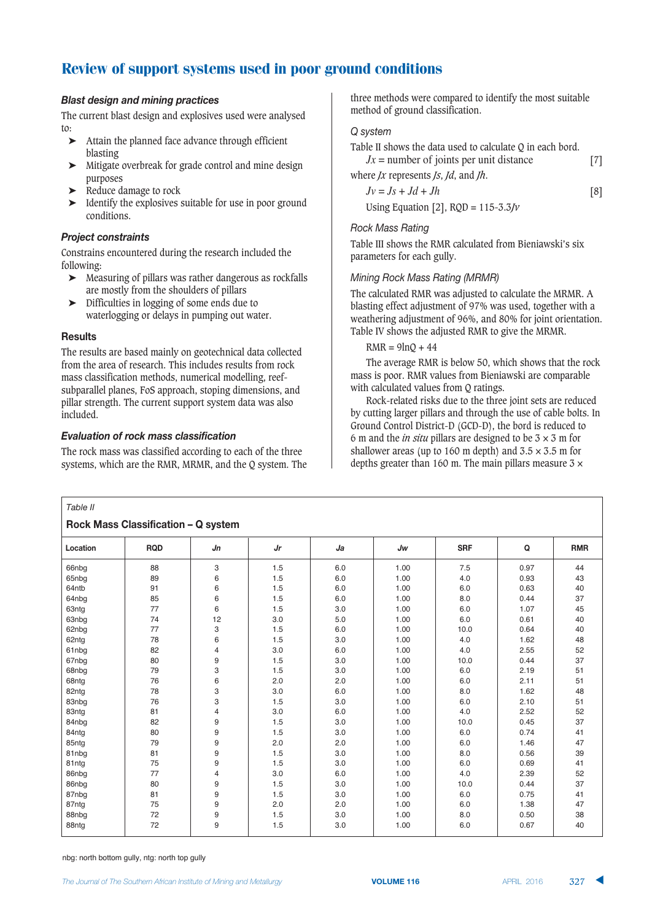# Review of support systems used in poor ground conditions

### Blast design and mining practices

The current blast design and explosives used were analysed to:

- Attain the planned face advance through efficient blasting
- Mitigate overbreak for grade control and mine design purposes
- Reduce damage to rock
- Identify the explosives suitable for use in poor ground conditions.

### Project constraints

Constrains encountered during the research included the following:

- Measuring of pillars was rather dangerous as rockfalls are mostly from the shoulders of pillars
- Difficulties in logging of some ends due to waterlogging or delays in pumping out water.

## Results

The results are based mainly on geotechnical data collected from the area of research. This includes results from rock mass classification methods, numerical modelling, reef-subparallel planes, FoS approach, stoping dimensions, and pillar strength. The current support system data was also included.

### Evaluation of rock mass classification

The rock mass was classified according to each of the three systems, which are the RMR, MRMR, and the Q system. The three methods were compared to identify the most suitable method of ground classification.

#### Q system

Table II shows the data used to calculate Q in each bord.

$$Jx = \text{number of joints per unit distance} \quad [7]$$

where $Jx$ represents $Js$, $Jd$, and $Jh$.

$$Jv = Js + Jd + Jh \quad [8]$$

Using Equation [2], RQD = 115-3.3$Jv$

#### Rock Mass Rating

Table III shows the RMR calculated from Bieniawski's six parameters for each gully.

#### Mining Rock Mass Rating (MRMR)

The calculated RMR was adjusted to calculate the MRMR. A blasting effect adjustment of 97% was used, together with a weathering adjustment of 96%, and 80% for joint orientation. Table IV shows the adjusted RMR to give the MRMR.

$$\text{RMR} = 9\ln\text{Q} + 44$$

The average RMR is below 50, which shows that the rock mass is poor. RMR values from Bieniawski are comparable with calculated values from Q ratings.

Rock-related risks due to the three joint sets are reduced by cutting larger pillars and through the use of cable bolts. In Ground Control District-D (GCD-D), the bord is reduced to 6 m and the *in situ* pillars are designed to be 3 × 3 m for shallower areas (up to 160 m depth) and 3.5 × 3.5 m for depths greater than 160 m. The main pillars measure 3 ×

*Table II*

**Rock Mass Classification – Q system**

| Location | RQD | *Jn* | *Jr* | *Ja* | *Jw* | SRF | Q | RMR |
|---|---|---|---|---|---|---|---|---|
| 66nbg | 88 | 3 | 1.5 | 6.0 | 1.00 | 7.5 | 0.97 | 44 |
| 65nbg | 89 | 6 | 1.5 | 6.0 | 1.00 | 4.0 | 0.93 | 43 |
| 64ntb | 91 | 6 | 1.5 | 6.0 | 1.00 | 6.0 | 0.63 | 40 |
| 64nbg | 85 | 6 | 1.5 | 6.0 | 1.00 | 8.0 | 0.44 | 37 |
| 63ntg | 77 | 6 | 1.5 | 3.0 | 1.00 | 6.0 | 1.07 | 45 |
| 63nbg | 74 | 12 | 3.0 | 5.0 | 1.00 | 6.0 | 0.61 | 40 |
| 62nbg | 77 | 3 | 1.5 | 6.0 | 1.00 | 10.0 | 0.64 | 40 |
| 62ntg | 78 | 6 | 1.5 | 3.0 | 1.00 | 4.0 | 1.62 | 48 |
| 61nbg | 82 | 4 | 3.0 | 6.0 | 1.00 | 4.0 | 2.55 | 52 |
| 67nbg | 80 | 9 | 1.5 | 3.0 | 1.00 | 10.0 | 0.44 | 37 |
| 68nbg | 79 | 3 | 1.5 | 3.0 | 1.00 | 6.0 | 2.19 | 51 |
| 68ntg | 76 | 6 | 2.0 | 2.0 | 1.00 | 6.0 | 2.11 | 51 |
| 82ntg | 78 | 3 | 3.0 | 6.0 | 1.00 | 8.0 | 1.62 | 48 |
| 83nbg | 76 | 3 | 1.5 | 3.0 | 1.00 | 6.0 | 2.10 | 51 |
| 83ntg | 81 | 4 | 3.0 | 6.0 | 1.00 | 4.0 | 2.52 | 52 |
| 84nbg | 82 | 9 | 1.5 | 3.0 | 1.00 | 10.0 | 0.45 | 37 |
| 84ntg | 80 | 9 | 1.5 | 3.0 | 1.00 | 6.0 | 0.74 | 41 |
| 85ntg | 79 | 9 | 2.0 | 2.0 | 1.00 | 6.0 | 1.46 | 47 |
| 81nbg | 81 | 9 | 1.5 | 3.0 | 1.00 | 8.0 | 0.56 | 39 |
| 81ntg | 75 | 9 | 1.5 | 3.0 | 1.00 | 6.0 | 0.69 | 41 |
| 86nbg | 77 | 4 | 3.0 | 6.0 | 1.00 | 4.0 | 2.39 | 52 |
| 86nbg | 80 | 9 | 1.5 | 3.0 | 1.00 | 10.0 | 0.44 | 37 |
| 87nbg | 81 | 9 | 1.5 | 3.0 | 1.00 | 6.0 | 0.75 | 41 |
| 87ntg | 75 | 9 | 2.0 | 2.0 | 1.00 | 6.0 | 1.38 | 47 |
| 88nbg | 72 | 9 | 1.5 | 3.0 | 1.00 | 8.0 | 0.50 | 38 |
| 88ntg | 72 | 9 | 1.5 | 3.0 | 1.00 | 6.0 | 0.67 | 40 |

nbg: north bottom gully, ntg: north top gully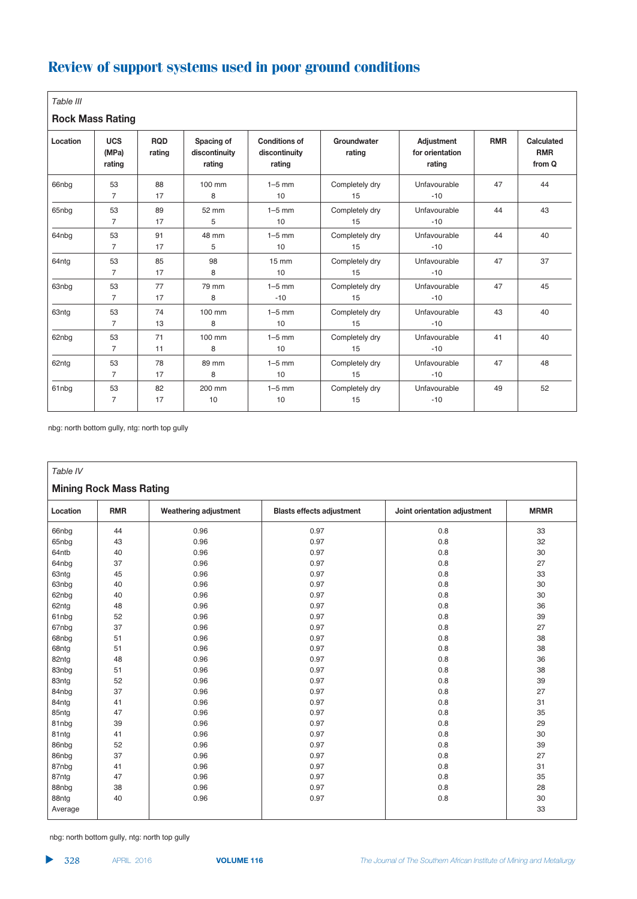Table III

**Rock Mass Rating**

| Location | UCS (MPa) rating | RQD rating | Spacing of discontinuity rating | Conditions of discontinuity rating | Groundwater rating | Adjustment for orientation rating | RMR | Calculated RMR from Q |
|---|---|---|---|---|---|---|---|---|
| 66nbg | 53<br>7 | 88<br>17 | 100 mm<br>8 | 1–5 mm<br>10 | Completely dry<br>15 | Unfavourable<br>-10 | 47 | 44 |
| 65nbg | 53<br>7 | 89<br>17 | 52 mm<br>5 | 1–5 mm<br>10 | Completely dry<br>15 | Unfavourable<br>-10 | 44 | 43 |
| 64nbg | 53<br>7 | 91<br>17 | 48 mm<br>5 | 1–5 mm<br>10 | Completely dry<br>15 | Unfavourable<br>-10 | 44 | 40 |
| 64ntg | 53<br>7 | 85<br>17 | 98<br>8 | 15 mm<br>10 | Completely dry<br>15 | Unfavourable<br>-10 | 47 | 37 |
| 63nbg | 53<br>7 | 77<br>17 | 79 mm<br>8 | 1–5 mm<br>-10 | Completely dry<br>15 | Unfavourable<br>-10 | 47 | 45 |
| 63ntg | 53<br>7 | 74<br>13 | 100 mm<br>8 | 1–5 mm<br>10 | Completely dry<br>15 | Unfavourable<br>-10 | 43 | 40 |
| 62nbg | 53<br>7 | 71<br>11 | 100 mm<br>8 | 1–5 mm<br>10 | Completely dry<br>15 | Unfavourable<br>-10 | 41 | 40 |
| 62ntg | 53<br>7 | 78<br>17 | 89 mm<br>8 | 1–5 mm<br>10 | Completely dry<br>15 | Unfavourable<br>-10 | 47 | 48 |
| 61nbg | 53<br>7 | 82<br>17 | 200 mm<br>10 | 1–5 mm<br>10 | Completely dry<br>15 | Unfavourable<br>-10 | 49 | 52 |

nbg: north bottom gully, ntg: north top gully

Table IV

**Mining Rock Mass Rating**

| Location | RMR | Weathering adjustment | Blasts effects adjustment | Joint orientation adjustment | MRMR |
|---|---|---|---|---|---|
| 66nbg | 44 | 0.96 | 0.97 | 0.8 | 33 |
| 65nbg | 43 | 0.96 | 0.97 | 0.8 | 32 |
| 64ntb | 40 | 0.96 | 0.97 | 0.8 | 30 |
| 64nbg | 37 | 0.96 | 0.97 | 0.8 | 27 |
| 63ntg | 45 | 0.96 | 0.97 | 0.8 | 33 |
| 63nbg | 40 | 0.96 | 0.97 | 0.8 | 30 |
| 62nbg | 40 | 0.96 | 0.97 | 0.8 | 30 |
| 62ntg | 48 | 0.96 | 0.97 | 0.8 | 36 |
| 61nbg | 52 | 0.96 | 0.97 | 0.8 | 39 |
| 67nbg | 37 | 0.96 | 0.97 | 0.8 | 27 |
| 68nbg | 51 | 0.96 | 0.97 | 0.8 | 38 |
| 68ntg | 51 | 0.96 | 0.97 | 0.8 | 38 |
| 82ntg | 48 | 0.96 | 0.97 | 0.8 | 36 |
| 83nbg | 51 | 0.96 | 0.97 | 0.8 | 38 |
| 83ntg | 52 | 0.96 | 0.97 | 0.8 | 39 |
| 84nbg | 37 | 0.96 | 0.97 | 0.8 | 27 |
| 84ntg | 41 | 0.96 | 0.97 | 0.8 | 31 |
| 85ntg | 47 | 0.96 | 0.97 | 0.8 | 35 |
| 81nbg | 39 | 0.96 | 0.97 | 0.8 | 29 |
| 81ntg | 41 | 0.96 | 0.97 | 0.8 | 30 |
| 86nbg | 52 | 0.96 | 0.97 | 0.8 | 39 |
| 86nbg | 37 | 0.96 | 0.97 | 0.8 | 27 |
| 87nbg | 41 | 0.96 | 0.97 | 0.8 | 31 |
| 87ntg | 47 | 0.96 | 0.97 | 0.8 | 35 |
| 88nbg | 38 | 0.96 | 0.97 | 0.8 | 28 |
| 88ntg | 40 | 0.96 | 0.97 | 0.8 | 30 |
| Average | | | | | 33 |

nbg: north bottom gully, ntg: north top gully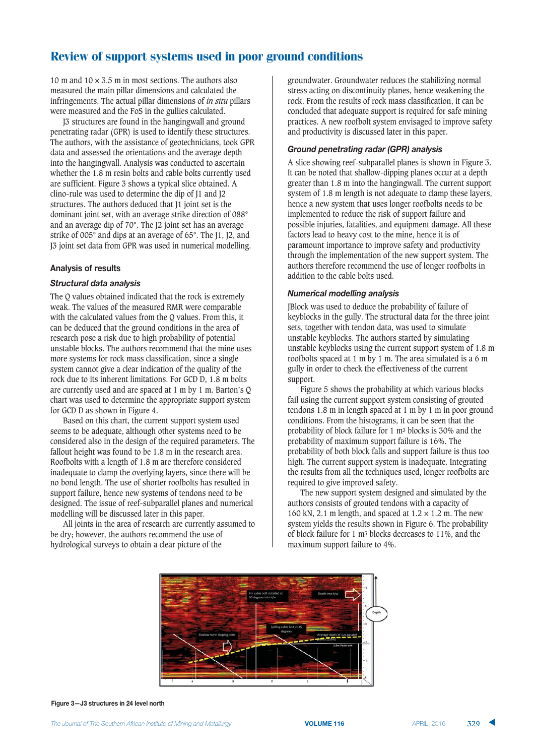10 m and 10 × 3.5 m in most sections. The authors also measured the main pillar dimensions and calculated the infringements. The actual pillar dimensions of *in situ* pillars were measured and the FoS in the gullies calculated.

J3 structures are found in the hangingwall and ground penetrating radar (GPR) is used to identify these structures. The authors, with the assistance of geotechnicians, took GPR data and assessed the orientations and the average depth into the hangingwall. Analysis was conducted to ascertain whether the 1.8 m resin bolts and cable bolts currently used are sufficient. Figure 3 shows a typical slice obtained. A clino-rule was used to determine the dip of J1 and J2 structures. The authors deduced that J1 joint set is the dominant joint set, with an average strike direction of 088° and an average dip of 70°. The J2 joint set has an average strike of 005° and dips at an average of 65°. The J1, J2, and J3 joint set data from GPR was used in numerical modelling.

## Analysis of results

### *Structural data analysis*

The Q values obtained indicated that the rock is extremely weak. The values of the measured RMR were comparable with the calculated values from the Q values. From this, it can be deduced that the ground conditions in the area of research pose a risk due to high probability of potential unstable blocks. The authors recommend that the mine uses more systems for rock mass classification, since a single system cannot give a clear indication of the quality of the rock due to its inherent limitations. For GCD D, 1.8 m bolts are currently used and are spaced at 1 m by 1 m. Barton's Q chart was used to determine the appropriate support system for GCD D as shown in Figure 4.

Based on this chart, the current support system used seems to be adequate, although other systems need to be considered also in the design of the required support. The fallout height was found to be 1.8 m in the research area. Roofbolts with a length of 1.8 m are therefore considered inadequate to clamp the overlying layers, since there will be no bond length. The use of shorter roofbolts has resulted in support failure, hence new systems of tendons need to be designed. The issue of reef-subparallel planes and numerical modelling will be discussed later in this paper.

All joints in the area of research are currently assumed to be dry; however, the authors recommend the use of hydrological surveys to obtain a clear picture of the groundwater. Groundwater reduces the stabilizing normal stress acting on discontinuity planes, hence weakening the rock. From the results of rock mass classification, it can be concluded that adequate support is required for safe mining practices. A new roofbolt system envisaged to improve safety and productivity is discussed later in this paper.

### *Ground penetrating radar (GPR) analysis*

A slice showing reef-subparallel planes is shown in Figure 3. It can be noted that shallow-dipping planes occur at a depth greater than 1.8 m into the hangingwall. The current support system of 1.8 m length is not adequate to clamp these layers, hence a new system that uses longer roofbolts needs to be implemented to reduce the risk of support failure and possible injuries, fatalities, and equipment damage. All these factors lead to heavy cost to the mine, hence it is of paramount importance to improve safety and productivity through the implementation of the new support system. The authors therefore recommend the use of longer roofbolts in addition to the cable bolts used.

### *Numerical modelling analysis*

JBlock was used to deduce the probability of failure of keyblocks in the gully. The structural data for the three joint sets, together with tendon data, was used to simulate unstable keyblocks. The authors started by simulating unstable keyblocks using the current support system of 1.8 m roofbolts spaced at 1 m by 1 m. The area simulated is a 6 m gully in order to check the effectiveness of the current support.

Figure 5 shows the probability at which various blocks fail using the current support system consisting of grouted tendons 1.8 m in length spaced at 1 m by 1 m in poor ground conditions. From the histograms, it can be seen that the probability of block failure for 1 m³ blocks is 30% and the probability of maximum support failure is 16%. The probability of both block falls and support failure is thus too high. The current support system is inadequate. Integrating the results from all the techniques used, longer roofbolts are required to give improved safety.

The new support system designed and simulated by the authors consists of grouted tendons with a capacity of 160 kN, 2.1 m length, and spaced at 1.2 × 1.2 m. The new system yields the results shown in Figure 6. The probability of block failure for 1 m³ blocks decreases to 11%, and the maximum support failure to 4%.

Figure 3—J3 structures in 24 level north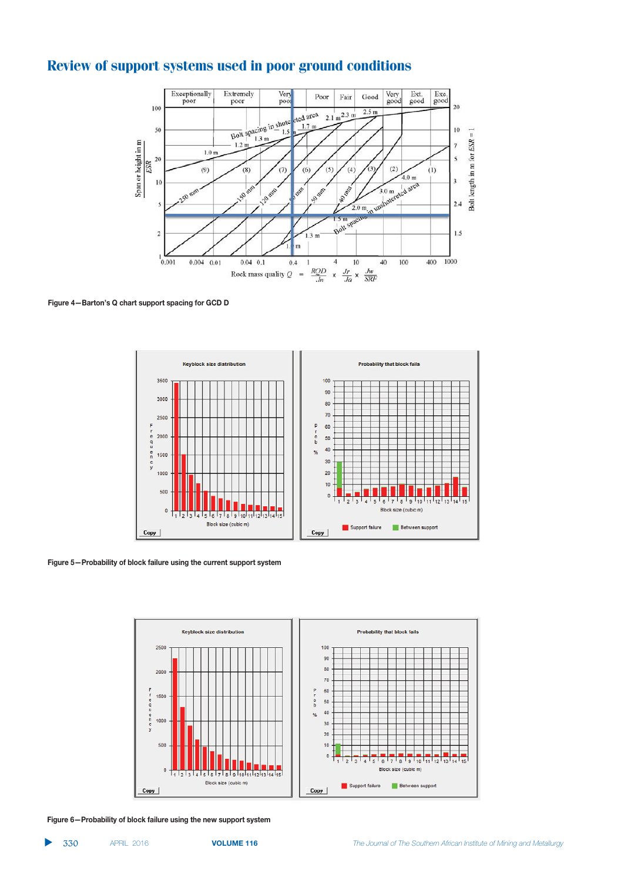Figure 4—Barton's Q chart support spacing for GCD D

Figure 5—Probability of block failure using the current support system

Figure 6—Probability of block failure using the new support system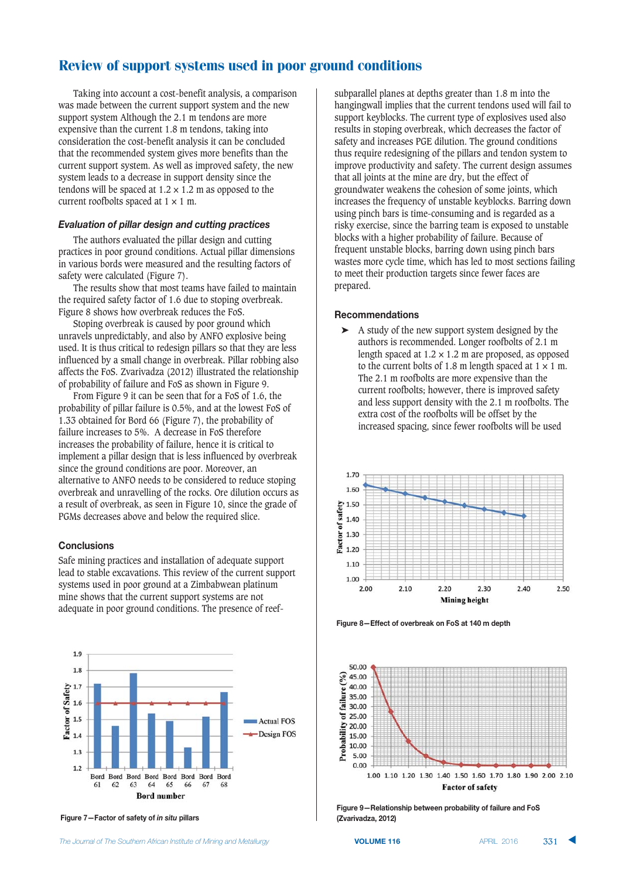Taking into account a cost-benefit analysis, a comparison was made between the current support system and the new support system Although the 2.1 m tendons are more expensive than the current 1.8 m tendons, taking into consideration the cost-benefit analysis it can be concluded that the recommended system gives more benefits than the current support system. As well as improved safety, the new system leads to a decrease in support density since the tendons will be spaced at 1.2 × 1.2 m as opposed to the current roofbolts spaced at 1 × 1 m.

### *Evaluation of pillar design and cutting practices*

The authors evaluated the pillar design and cutting practices in poor ground conditions. Actual pillar dimensions in various bords were measured and the resulting factors of safety were calculated (Figure 7).

The results show that most teams have failed to maintain the required safety factor of 1.6 due to stoping overbreak. Figure 8 shows how overbreak reduces the FoS.

Stoping overbreak is caused by poor ground which unravels unpredictably, and also by ANFO explosive being used. It is thus critical to redesign pillars so that they are less influenced by a small change in overbreak. Pillar robbing also affects the FoS. Zvarivadza (2012) illustrated the relationship of probability of failure and FoS as shown in Figure 9.

From Figure 9 it can be seen that for a FoS of 1.6, the probability of pillar failure is 0.5%, and at the lowest FoS of 1.33 obtained for Bord 66 (Figure 7), the probability of failure increases to 5%. A decrease in FoS therefore increases the probability of failure, hence it is critical to implement a pillar design that is less influenced by overbreak since the ground conditions are poor. Moreover, an alternative to ANFO needs to be considered to reduce stoping overbreak and unravelling of the rocks. Ore dilution occurs as a result of overbreak, as seen in Figure 10, since the grade of PGMs decreases above and below the required slice.

## Conclusions

Safe mining practices and installation of adequate support lead to stable excavations. This review of the current support systems used in poor ground at a Zimbabwean platinum mine shows that the current support systems are not adequate in poor ground conditions. The presence of reef-subparallel planes at depths greater than 1.8 m into the hangingwall implies that the current tendons used will fail to support keyblocks. The current type of explosives used also results in stoping overbreak, which decreases the factor of safety and increases PGE dilution. The ground conditions thus require redesigning of the pillars and tendon system to improve productivity and safety. The current design assumes that all joints at the mine are dry, but the effect of groundwater weakens the cohesion of some joints, which increases the frequency of unstable keyblocks. Barring down using pinch bars is time-consuming and is regarded as a risky exercise, since the barring team is exposed to unstable blocks with a higher probability of failure. Because of frequent unstable blocks, barring down using pinch bars wastes more cycle time, which has led to most sections failing to meet their production targets since fewer faces are prepared.

## Recommendations

➤ A study of the new support system designed by the authors is recommended. Longer roofbolts of 2.1 m length spaced at 1.2 × 1.2 m are proposed, as opposed to the current bolts of 1.8 m length spaced at 1 × 1 m. The 2.1 m roofbolts are more expensive than the current roofbolts; however, there is improved safety and less support density with the 2.1 m roofbolts. The extra cost of the roofbolts will be offset by the increased spacing, since fewer roofbolts will be used

1.9
1.8
1.7
1.6
1.5
1.4
1.3
1.2
Factor of Safety
Bord 61 Bord 62 Bord 63 Bord 64 Bord 65 Bord 66 Bord 67 Bord 68
Bord number
Actual FOS
Design FOS

Figure 7—Factor of safety of *in situ* pillars

1.70
1.60
1.50
1.40
1.30
1.20
1.10
1.00
Factor of safety
2.00 2.10 2.20 2.30 2.40 2.50
Mining height

Figure 8—Effect of overbreak on FoS at 140 m depth

50.00
45.00
40.00
35.00
30.00
25.00
20.00
15.00
10.00
5.00
0.00
Probability of failure (%)
1.00 1.10 1.20 1.30 1.40 1.50 1.60 1.70 1.80 1.90 2.00 2.10
Factor of safety

Figure 9—Relationship between probability of failure and FoS (Zvarivadza, 2012)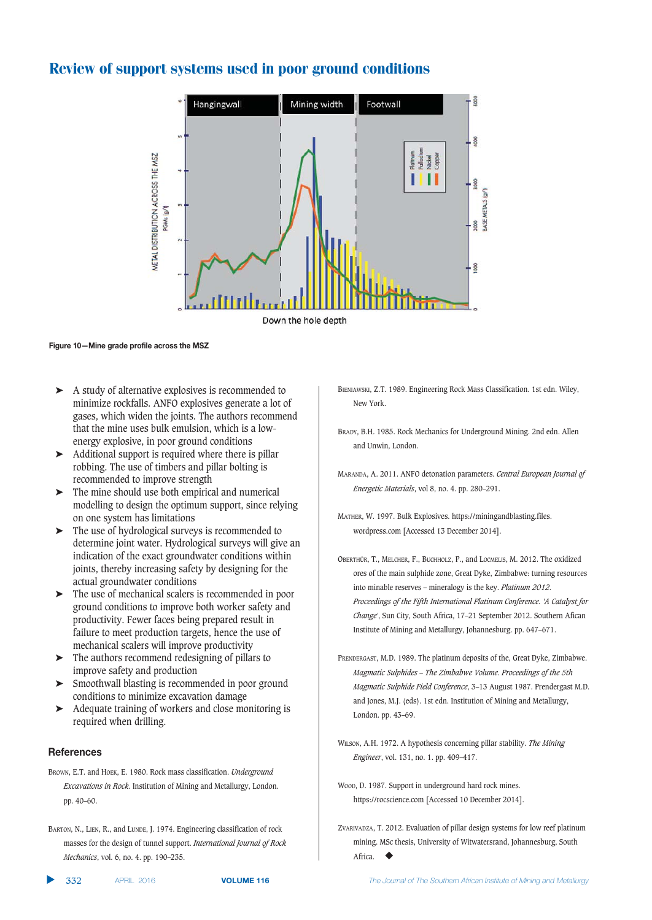## Review of support systems used in poor ground conditions

Hangingwall

Mining width

Footwall

METAL DISTRIBUTION ACROSS THE MSZ

PGMs (g/t)

BASE METALS (g/t)

Platinum

Palladium

Nickel

Copper

Down the hole depth

0 1 2 3 4 5 6

0 1000 2000 3000 4000 5000

**Figure 10—Mine grade profile across the MSZ**

- A study of alternative explosives is recommended to minimize rockfalls. ANFO explosives generate a lot of gases, which widen the joints. The authors recommend that the mine uses bulk emulsion, which is a low-energy explosive, in poor ground conditions
- Additional support is required where there is pillar robbing. The use of timbers and pillar bolting is recommended to improve strength
- The mine should use both empirical and numerical modelling to design the optimum support, since relying on one system has limitations
- The use of hydrological surveys is recommended to determine joint water. Hydrological surveys will give an indication of the exact groundwater conditions within joints, thereby increasing safety by designing for the actual groundwater conditions
- The use of mechanical scalers is recommended in poor ground conditions to improve both worker safety and productivity. Fewer faces being prepared result in failure to meet production targets, hence the use of mechanical scalers will improve productivity
- The authors recommend redesigning of pillars to improve safety and production
- Smoothwall blasting is recommended in poor ground conditions to minimize excavation damage
- Adequate training of workers and close monitoring is required when drilling.

### References

Brown, E.T. and Hoek, E. 1980. Rock mass classification. *Underground Excavations in Rock*. Institution of Mining and Metallurgy, London. pp. 40–60.

Barton, N., Lien, R., and Lunde, J. 1974. Engineering classification of rock masses for the design of tunnel support. *International Journal of Rock Mechanics*, vol. 6, no. 4. pp. 190–235.

Bieniawski, Z.T. 1989. Engineering Rock Mass Classification. 1st edn. Wiley, New York.

Brady, B.H. 1985. Rock Mechanics for Underground Mining. 2nd edn. Allen and Unwin, London.

Maranda, A. 2011. ANFO detonation parameters. *Central European Journal of Energetic Materials*, vol 8, no. 4. pp. 280–291.

Mather, W. 1997. Bulk Explosives. https://miningandblasting.files.wordpress.com [Accessed 13 December 2014].

Oberthür, T., Melcher, F., Buchholz, P., and Locmelis, M. 2012. The oxidized ores of the main sulphide zone, Great Dyke, Zimbabwe: turning resources into minable reserves – mineralogy is the key. *Platinum 2012. Proceedings of the Fifth International Platinum Conference. 'A Catalyst for Change'*, Sun City, South Africa, 17–21 September 2012. Southern Afican Institute of Mining and Metallurgy, Johannesburg. pp. 647–671.

Prendergast, M.D. 1989. The platinum deposits of the, Great Dyke, Zimbabwe. *Magmatic Sulphides – The Zimbabwe Volume. Proceedings of the 5th Magmatic Sulphide Field Conference*, 3–13 August 1987. Prendergast M.D. and Jones, M.J. (eds). 1st edn. Institution of Mining and Metallurgy, London. pp. 43–69.

Wilson, A.H. 1972. A hypothesis concerning pillar stability. *The Mining Engineer*, vol. 131, no. 1. pp. 409–417.

Wood, D. 1987. Support in underground hard rock mines. https://rocscience.com [Accessed 10 December 2014].

Zvarivadza, T. 2012. Evaluation of pillar design systems for low reef platinum mining. MSc thesis, University of Witwatersrand, Johannesburg, South Africa. ◆